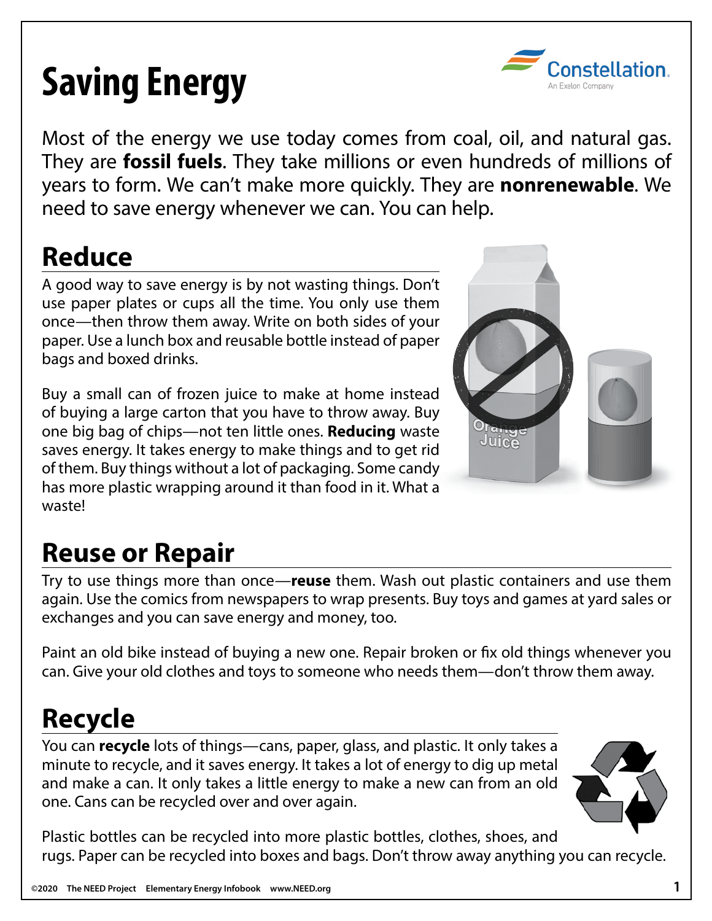# Saving Energy

Most of the energy we use today comes from coal, oil, and natural gas. They are **fossil fuels**. They take millions or even hundreds of millions of years to form. We can't make more quickly. They are **nonrenewable**. We need to save energy whenever we can. You can help.

## Reduce

A good way to save energy is by not wasting things. Don't use paper plates or cups all the time. You only use them once—then throw them away. Write on both sides of your paper. Use a lunch box and reusable bottle instead of paper bags and boxed drinks.

Buy a small can of frozen juice to make at home instead of buying a large carton that you have to throw away. Buy one big bag of chips—not ten little ones. **Reducing** waste saves energy. It takes energy to make things and to get rid of them. Buy things without a lot of packaging. Some candy has more plastic wrapping around it than food in it. What a waste!

## Reuse or Repair

Try to use things more than once—**reuse** them. Wash out plastic containers and use them again. Use the comics from newspapers to wrap presents. Buy toys and games at yard sales or exchanges and you can save energy and money, too.

Paint an old bike instead of buying a new one. Repair broken or fix old things whenever you can. Give your old clothes and toys to someone who needs them—don't throw them away.

## Recycle

You can **recycle** lots of things—cans, paper, glass, and plastic. It only takes a minute to recycle, and it saves energy. It takes a lot of energy to dig up metal and make a can. It only takes a little energy to make a new can from an old one. Cans can be recycled over and over again.

Plastic bottles can be recycled into more plastic bottles, clothes, shoes, and rugs. Paper can be recycled into boxes and bags. Don't throw away anything you can recycle.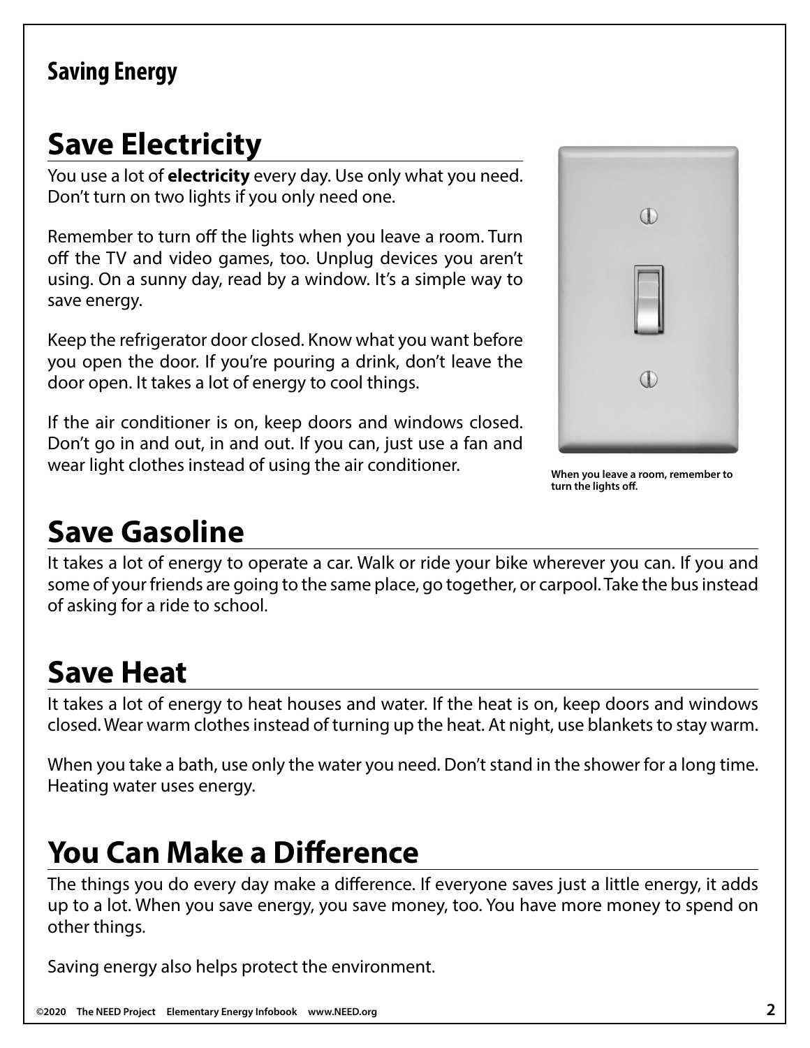## Saving Energy

# Save Electricity

You use a lot of **electricity** every day. Use only what you need. Don't turn on two lights if you only need one.

Remember to turn off the lights when you leave a room. Turn off the TV and video games, too. Unplug devices you aren't using. On a sunny day, read by a window. It's a simple way to save energy.

Keep the refrigerator door closed. Know what you want before you open the door. If you're pouring a drink, don't leave the door open. It takes a lot of energy to cool things.

If the air conditioner is on, keep doors and windows closed. Don't go in and out, in and out. If you can, just use a fan and wear light clothes instead of using the air conditioner.

**When you leave a room, remember to turn the lights off.**

# Save Gasoline

It takes a lot of energy to operate a car. Walk or ride your bike wherever you can. If you and some of your friends are going to the same place, go together, or carpool. Take the bus instead of asking for a ride to school.

# Save Heat

It takes a lot of energy to heat houses and water. If the heat is on, keep doors and windows closed. Wear warm clothes instead of turning up the heat. At night, use blankets to stay warm.

When you take a bath, use only the water you need. Don't stand in the shower for a long time. Heating water uses energy.

# You Can Make a Difference

The things you do every day make a difference. If everyone saves just a little energy, it adds up to a lot. When you save energy, you save money, too. You have more money to spend on other things.

Saving energy also helps protect the environment.